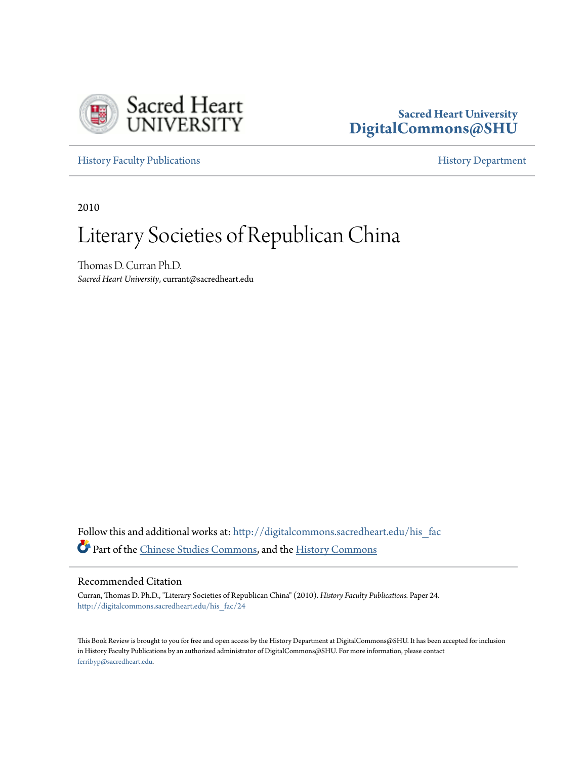Sacred Heart UNIVERSITY

**Sacred Heart University**
**DigitalCommons@SHU**

History Faculty Publications | History Department

2010

# Literary Societies of Republican China

Thomas D. Curran Ph.D.
*Sacred Heart University*, currant@sacredheart.edu

Follow this and additional works at: http://digitalcommons.sacredheart.edu/his_fac

Part of the Chinese Studies Commons, and the History Commons

## Recommended Citation

Curran, Thomas D. Ph.D., "Literary Societies of Republican China" (2010). *History Faculty Publications*. Paper 24.
http://digitalcommons.sacredheart.edu/his_fac/24

This Book Review is brought to you for free and open access by the History Department at DigitalCommons@SHU. It has been accepted for inclusion in History Faculty Publications by an authorized administrator of DigitalCommons@SHU. For more information, please contact ferribyp@sacredheart.edu.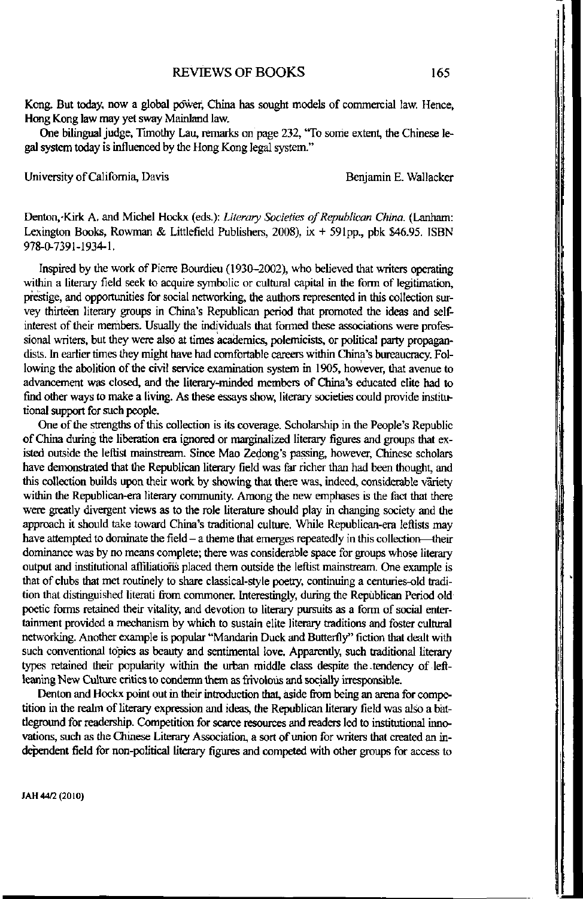Kong. But today, now a global power, China has sought models of commercial law. Hence, Hong Kong law may yet sway Mainland law.

One bilingual judge, Timothy Lau, remarks on page 232, "To some extent, the Chinese legal system today is influenced by the Hong Kong legal system."

University of California, Davis — Benjamin E. Wallacker

Denton, Kirk A. and Michel Hockx (eds.): *Literary Societies of Republican China.* (Lanham: Lexington Books, Rowman & Littlefield Publishers, 2008), ix + 591pp., pbk $46.95. ISBN 978-0-7391-1934-1.

Inspired by the work of Pierre Bourdieu (1930–2002), who believed that writers operating within a literary field seek to acquire symbolic or cultural capital in the form of legitimation, prestige, and opportunities for social networking, the authors represented in this collection survey thirteen literary groups in China's Republican period that promoted the ideas and self-interest of their members. Usually the individuals that formed these associations were professional writers, but they were also at times academics, polemicists, or political party propagandists. In earlier times they might have had comfortable careers within China's bureaucracy. Following the abolition of the civil service examination system in 1905, however, that avenue to advancement was closed, and the literary-minded members of China's educated elite had to find other ways to make a living. As these essays show, literary societies could provide institutional support for such people.

One of the strengths of this collection is its coverage. Scholarship in the People's Republic of China during the liberation era ignored or marginalized literary figures and groups that existed outside the leftist mainstream. Since Mao Zedong's passing, however, Chinese scholars have demonstrated that the Republican literary field was far richer than had been thought, and this collection builds upon their work by showing that there was, indeed, considerable variety within the Republican-era literary community. Among the new emphases is the fact that there were greatly divergent views as to the role literature should play in changing society and the approach it should take toward China's traditional culture. While Republican-era leftists may have attempted to dominate the field – a theme that emerges repeatedly in this collection—their dominance was by no means complete; there was considerable space for groups whose literary output and institutional affiliations placed them outside the leftist mainstream. One example is that of clubs that met routinely to share classical-style poetry, continuing a centuries-old tradition that distinguished literati from commoner. Interestingly, during the Republican Period old poetic forms retained their vitality, and devotion to literary pursuits as a form of social entertainment provided a mechanism by which to sustain elite literary traditions and foster cultural networking. Another example is popular "Mandarin Duck and Butterfly" fiction that dealt with such conventional topics as beauty and sentimental love. Apparently, such traditional literary types retained their popularity within the urban middle class despite the tendency of left-leaning New Culture critics to condemn them as frivolous and socially irresponsible.

Denton and Hockx point out in their introduction that, aside from being an arena for competition in the realm of literary expression and ideas, the Republican literary field was also a battleground for readership. Competition for scarce resources and readers led to institutional innovations, such as the Chinese Literary Association, a sort of union for writers that created an independent field for non-political literary figures and competed with other groups for access to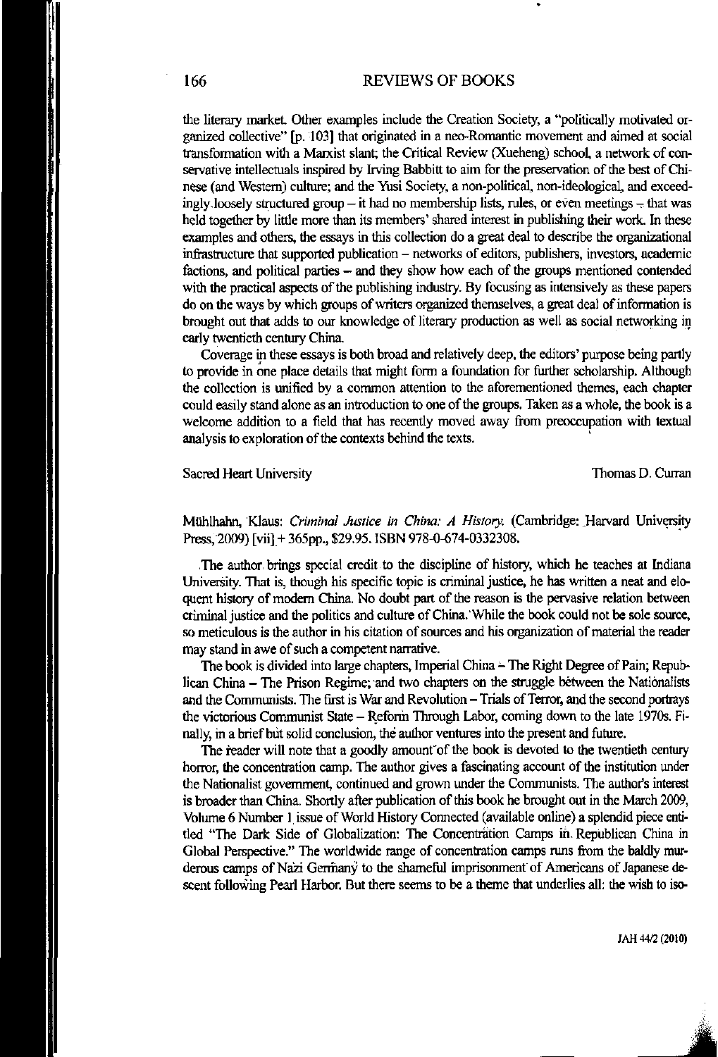the literary market. Other examples include the Creation Society, a "politically motivated organized collective" [p. 103] that originated in a neo-Romantic movement and aimed at social transformation with a Marxist slant; the Critical Review (Xueheng) school, a network of conservative intellectuals inspired by Irving Babbitt to aim for the preservation of the best of Chinese (and Western) culture; and the Yusi Society, a non-political, non-ideological, and exceedingly loosely structured group – it had no membership lists, rules, or even meetings – that was held together by little more than its members' shared interest in publishing their work. In these examples and others, the essays in this collection do a great deal to describe the organizational infrastructure that supported publication – networks of editors, publishers, investors, academic factions, and political parties – and they show how each of the groups mentioned contended with the practical aspects of the publishing industry. By focusing as intensively as these papers do on the ways by which groups of writers organized themselves, a great deal of information is brought out that adds to our knowledge of literary production as well as social networking in early twentieth century China.

Coverage in these essays is both broad and relatively deep, the editors' purpose being partly to provide in one place details that might form a foundation for further scholarship. Although the collection is unified by a common attention to the aforementioned themes, each chapter could easily stand alone as an introduction to one of the groups. Taken as a whole, the book is a welcome addition to a field that has recently moved away from preoccupation with textual analysis to exploration of the contexts behind the texts.

Sacred Heart University — Thomas D. Curran

Mühlhahn, Klaus: *Criminal Justice in China: A History.* (Cambridge: Harvard University Press, 2009) [vii] + 365pp., $29.95. ISBN 978-0-674-0332308.

The author brings special credit to the discipline of history, which he teaches at Indiana University. That is, though his specific topic is criminal justice, he has written a neat and eloquent history of modern China. No doubt part of the reason is the pervasive relation between criminal justice and the politics and culture of China. While the book could not be sole source, so meticulous is the author in his citation of sources and his organization of material the reader may stand in awe of such a competent narrative.

The book is divided into large chapters, Imperial China – The Right Degree of Pain; Republican China – The Prison Regime; and two chapters on the struggle between the Nationalists and the Communists. The first is War and Revolution – Trials of Terror, and the second portrays the victorious Communist State – Reform Through Labor, coming down to the late 1970s. Finally, in a brief but solid conclusion, the author ventures into the present and future.

The reader will note that a goodly amount of the book is devoted to the twentieth century horror, the concentration camp. The author gives a fascinating account of the institution under the Nationalist government, continued and grown under the Communists. The author's interest is broader than China. Shortly after publication of this book he brought out in the March 2009, Volume 6 Number 1 issue of World History Connected (available online) a splendid piece entitled "The Dark Side of Globalization: The Concentration Camps in Republican China in Global Perspective." The worldwide range of concentration camps runs from the baldly murderous camps of Nazi Germany to the shameful imprisonment of Americans of Japanese descent following Pearl Harbor. But there seems to be a theme that underlies all: the wish to iso-